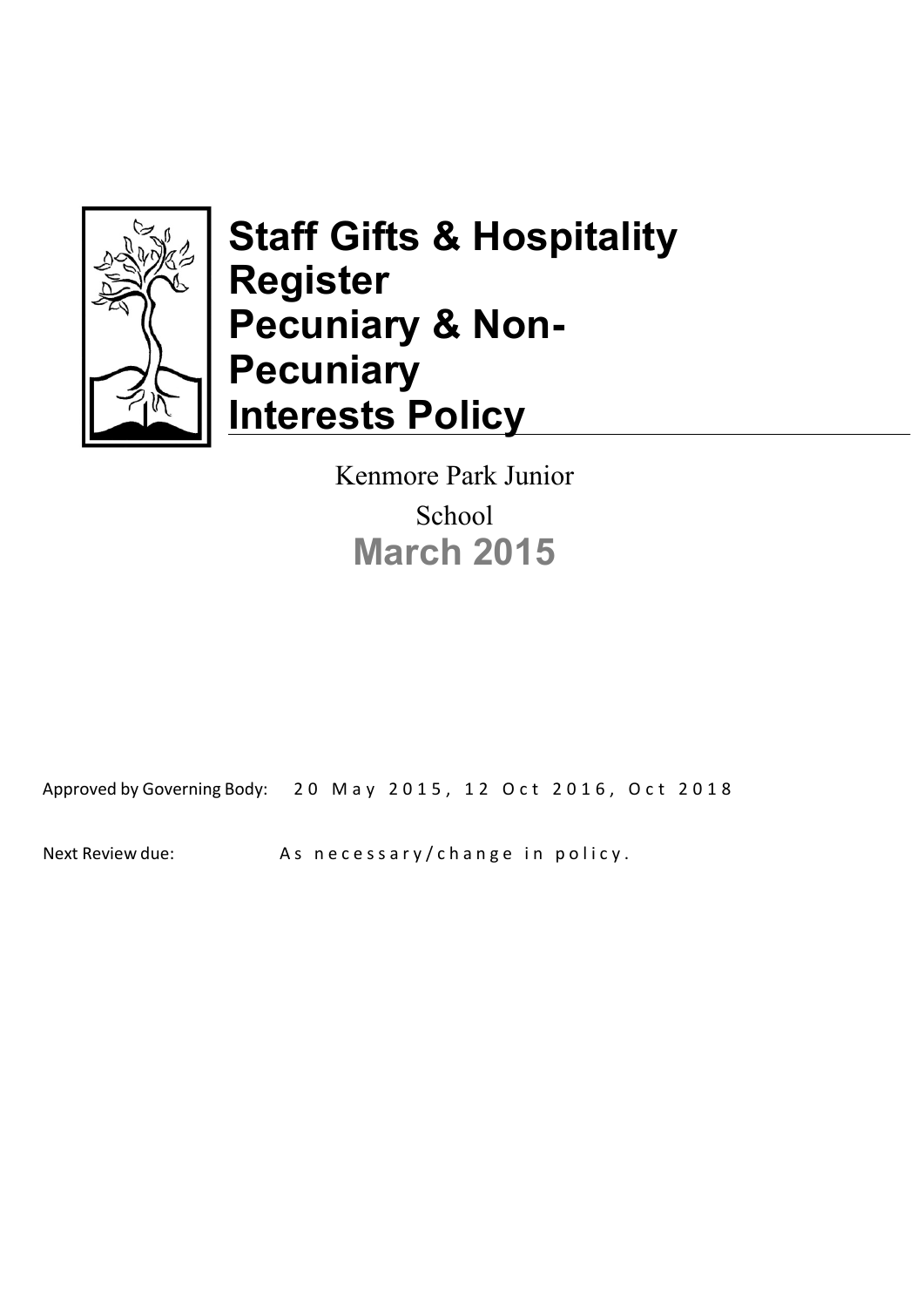# Staff Gifts & Hospitality Register Pecuniary & Non-Pecuniary Interests Policy

Kenmore Park Junior School

**March 2015**

Approved by Governing Body: 20 May 2015, 12 Oct 2016, Oct 2018

Next Review due: As necessary/change in policy.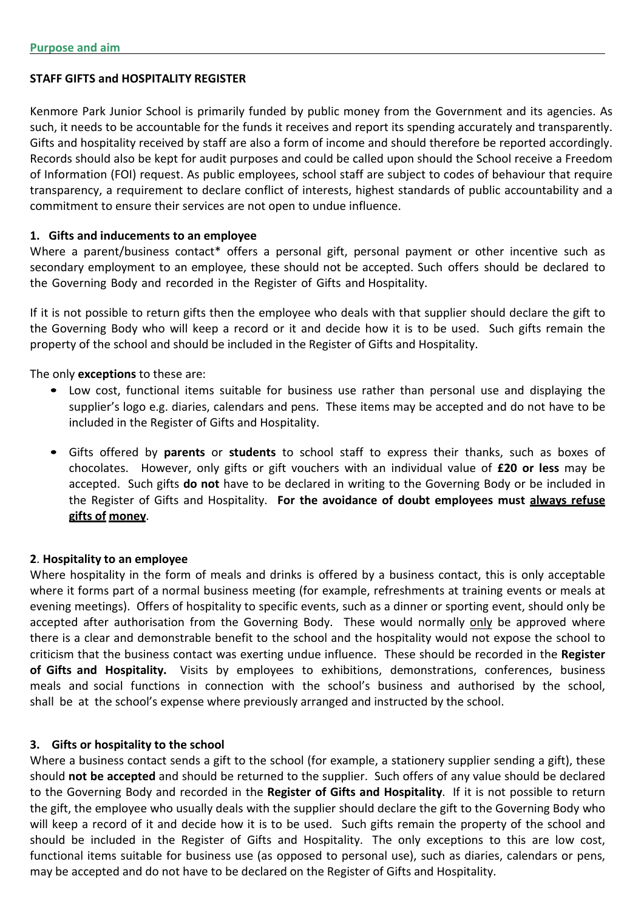## Purpose and aim

**STAFF GIFTS and HOSPITALITY REGISTER**

Kenmore Park Junior School is primarily funded by public money from the Government and its agencies. As such, it needs to be accountable for the funds it receives and report its spending accurately and transparently. Gifts and hospitality received by staff are also a form of income and should therefore be reported accordingly. Records should also be kept for audit purposes and could be called upon should the School receive a Freedom of Information (FOI) request. As public employees, school staff are subject to codes of behaviour that require transparency, a requirement to declare conflict of interests, highest standards of public accountability and a commitment to ensure their services are not open to undue influence.

**1. Gifts and inducements to an employee**

Where a parent/business contact* offers a personal gift, personal payment or other incentive such as secondary employment to an employee, these should not be accepted. Such offers should be declared to the Governing Body and recorded in the Register of Gifts and Hospitality.

If it is not possible to return gifts then the employee who deals with that supplier should declare the gift to the Governing Body who will keep a record or it and decide how it is to be used. Such gifts remain the property of the school and should be included in the Register of Gifts and Hospitality.

The only **exceptions** to these are:

- Low cost, functional items suitable for business use rather than personal use and displaying the supplier's logo e.g. diaries, calendars and pens. These items may be accepted and do not have to be included in the Register of Gifts and Hospitality.
- Gifts offered by **parents** or **students** to school staff to express their thanks, such as boxes of chocolates. However, only gifts or gift vouchers with an individual value of **£20 or less** may be accepted. Such gifts **do not** have to be declared in writing to the Governing Body or be included in the Register of Gifts and Hospitality. **For the avoidance of doubt employees must always refuse gifts of money**.

**2. Hospitality to an employee**

Where hospitality in the form of meals and drinks is offered by a business contact, this is only acceptable where it forms part of a normal business meeting (for example, refreshments at training events or meals at evening meetings). Offers of hospitality to specific events, such as a dinner or sporting event, should only be accepted after authorisation from the Governing Body. These would normally only be approved where there is a clear and demonstrable benefit to the school and the hospitality would not expose the school to criticism that the business contact was exerting undue influence. These should be recorded in the **Register of Gifts and Hospitality.** Visits by employees to exhibitions, demonstrations, conferences, business meals and social functions in connection with the school's business and authorised by the school, shall be at the school's expense where previously arranged and instructed by the school.

**3. Gifts or hospitality to the school**

Where a business contact sends a gift to the school (for example, a stationery supplier sending a gift), these should **not be accepted** and should be returned to the supplier. Such offers of any value should be declared to the Governing Body and recorded in the **Register of Gifts and Hospitality**. If it is not possible to return the gift, the employee who usually deals with the supplier should declare the gift to the Governing Body who will keep a record of it and decide how it is to be used. Such gifts remain the property of the school and should be included in the Register of Gifts and Hospitality. The only exceptions to this are low cost, functional items suitable for business use (as opposed to personal use), such as diaries, calendars or pens, may be accepted and do not have to be declared on the Register of Gifts and Hospitality.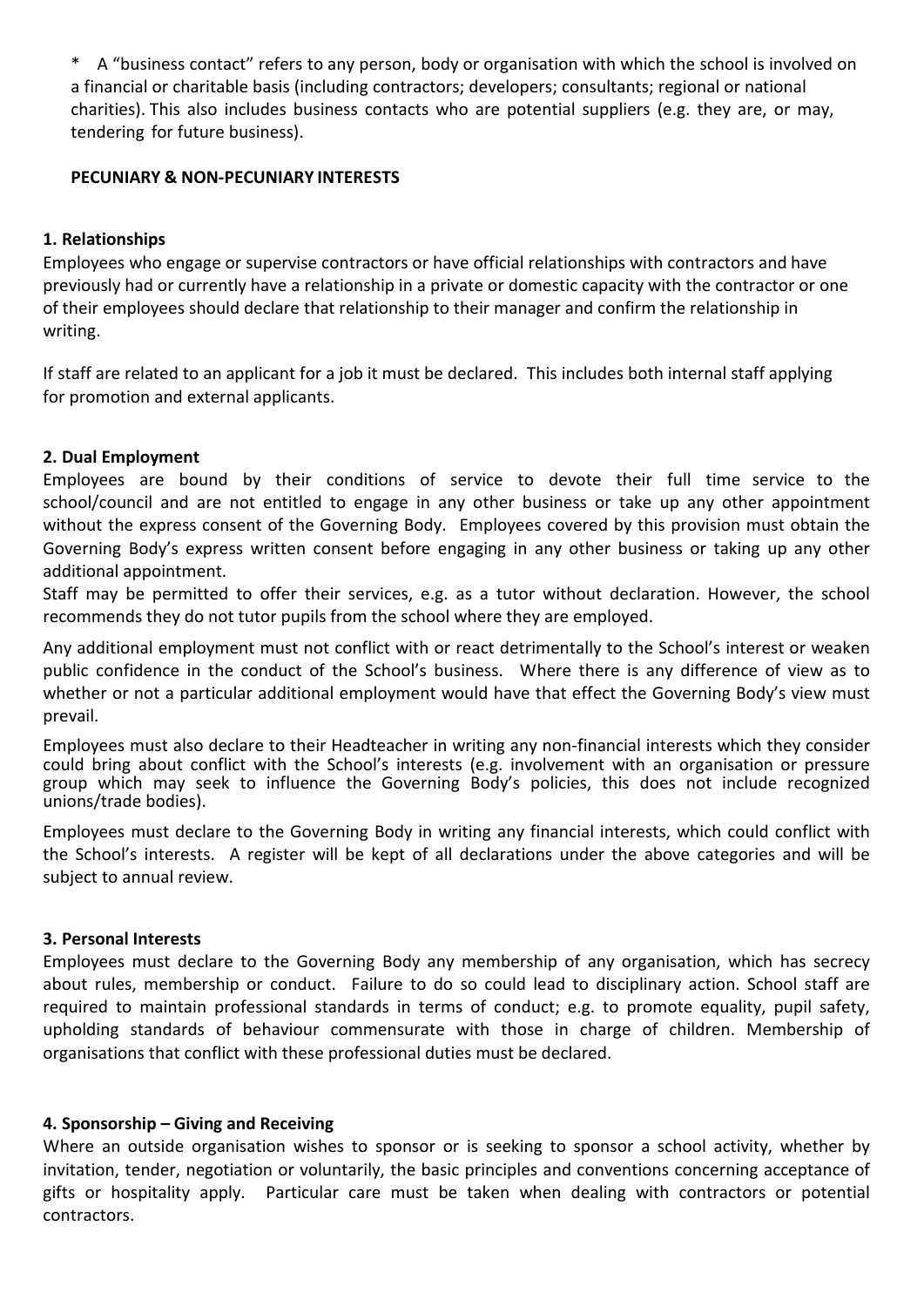\* A "business contact" refers to any person, body or organisation with which the school is involved on a financial or charitable basis (including contractors; developers; consultants; regional or national charities). This also includes business contacts who are potential suppliers (e.g. they are, or may, tendering for future business).

**PECUNIARY & NON-PECUNIARY INTERESTS**

**1. Relationships**

Employees who engage or supervise contractors or have official relationships with contractors and have previously had or currently have a relationship in a private or domestic capacity with the contractor or one of their employees should declare that relationship to their manager and confirm the relationship in writing.

If staff are related to an applicant for a job it must be declared. This includes both internal staff applying for promotion and external applicants.

**2. Dual Employment**

Employees are bound by their conditions of service to devote their full time service to the school/council and are not entitled to engage in any other business or take up any other appointment without the express consent of the Governing Body. Employees covered by this provision must obtain the Governing Body's express written consent before engaging in any other business or taking up any other additional appointment.

Staff may be permitted to offer their services, e.g. as a tutor without declaration. However, the school recommends they do not tutor pupils from the school where they are employed.

Any additional employment must not conflict with or react detrimentally to the School's interest or weaken public confidence in the conduct of the School's business. Where there is any difference of view as to whether or not a particular additional employment would have that effect the Governing Body's view must prevail.

Employees must also declare to their Headteacher in writing any non-financial interests which they consider could bring about conflict with the School's interests (e.g. involvement with an organisation or pressure group which may seek to influence the Governing Body's policies, this does not include recognized unions/trade bodies).

Employees must declare to the Governing Body in writing any financial interests, which could conflict with the School's interests. A register will be kept of all declarations under the above categories and will be subject to annual review.

**3. Personal Interests**

Employees must declare to the Governing Body any membership of any organisation, which has secrecy about rules, membership or conduct. Failure to do so could lead to disciplinary action. School staff are required to maintain professional standards in terms of conduct; e.g. to promote equality, pupil safety, upholding standards of behaviour commensurate with those in charge of children. Membership of organisations that conflict with these professional duties must be declared.

**4. Sponsorship – Giving and Receiving**

Where an outside organisation wishes to sponsor or is seeking to sponsor a school activity, whether by invitation, tender, negotiation or voluntarily, the basic principles and conventions concerning acceptance of gifts or hospitality apply. Particular care must be taken when dealing with contractors or potential contractors.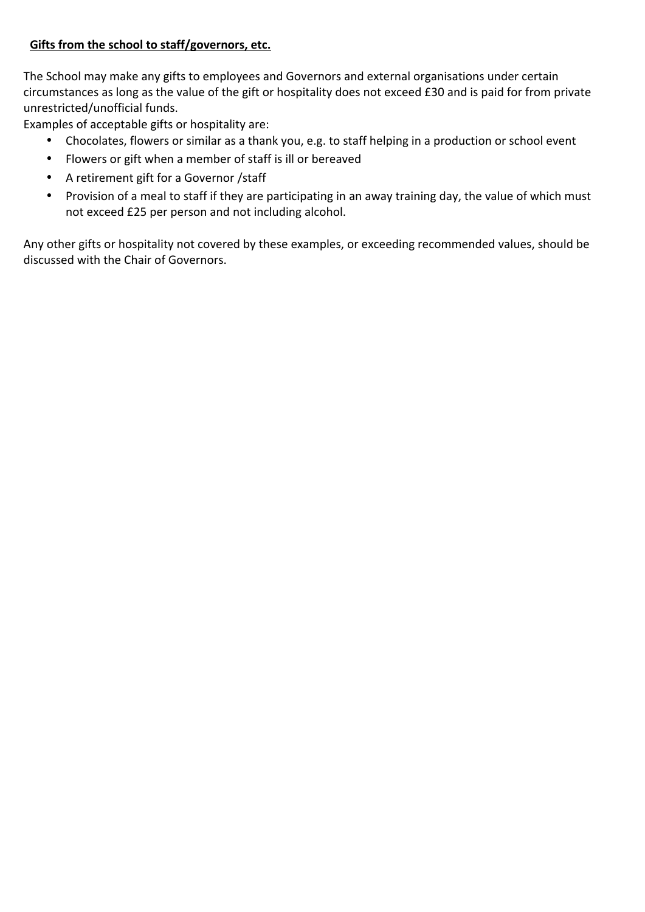**Gifts from the school to staff/governors, etc.**

The School may make any gifts to employees and Governors and external organisations under certain circumstances as long as the value of the gift or hospitality does not exceed £30 and is paid for from private unrestricted/unofficial funds.

Examples of acceptable gifts or hospitality are:

- Chocolates, flowers or similar as a thank you, e.g. to staff helping in a production or school event
- Flowers or gift when a member of staff is ill or bereaved
- A retirement gift for a Governor /staff
- Provision of a meal to staff if they are participating in an away training day, the value of which must not exceed £25 per person and not including alcohol.

Any other gifts or hospitality not covered by these examples, or exceeding recommended values, should be discussed with the Chair of Governors.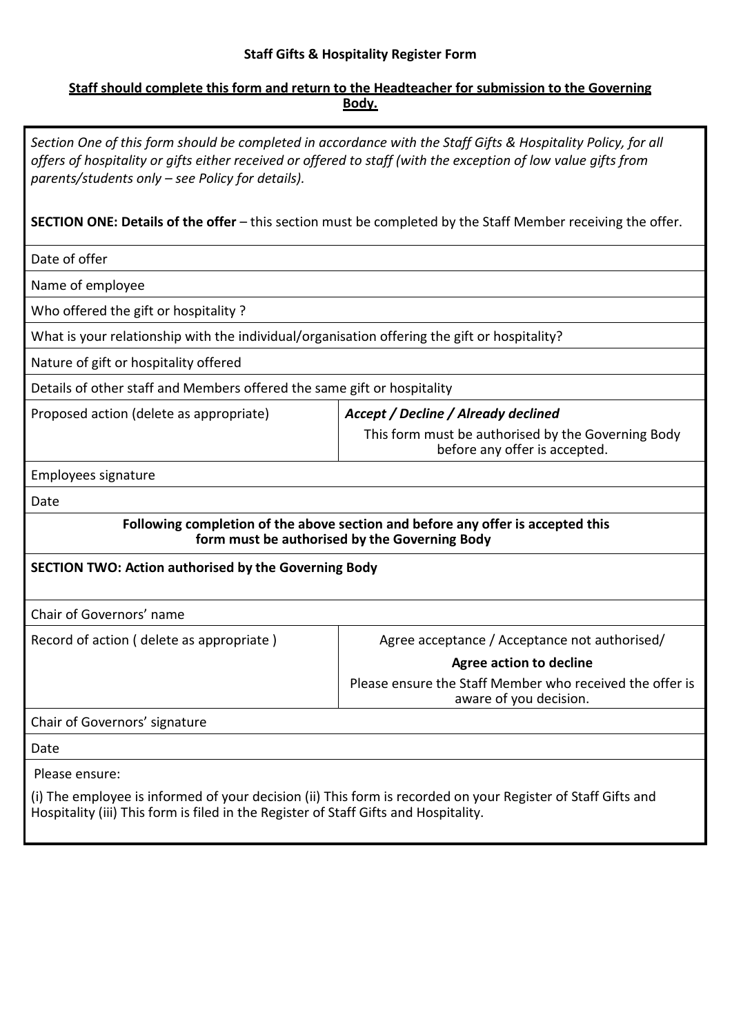**Staff Gifts & Hospitality Register Form**

**Staff should complete this form and return to the Headteacher for submission to the Governing Body.**

*Section One of this form should be completed in accordance with the Staff Gifts & Hospitality Policy, for all offers of hospitality or gifts either received or offered to staff (with the exception of low value gifts from parents/students only – see Policy for details).*

**SECTION ONE: Details of the offer** – this section must be completed by the Staff Member receiving the offer.

| | |
|---|---|
| Date of offer | |
| Name of employee | |
| Who offered the gift or hospitality ? | |
| What is your relationship with the individual/organisation offering the gift or hospitality? | |
| Nature of gift or hospitality offered | |
| Details of other staff and Members offered the same gift or hospitality | |
| Proposed action (delete as appropriate) | ***Accept / Decline / Already declined*** This form must be authorised by the Governing Body before any offer is accepted. |
| Employees signature | |
| Date | |

**Following completion of the above section and before any offer is accepted this form must be authorised by the Governing Body**

**SECTION TWO: Action authorised by the Governing Body**

| | |
|---|---|
| Chair of Governors' name | |
| Record of action ( delete as appropriate ) | Agree acceptance / Acceptance not authorised/ **Agree action to decline** Please ensure the Staff Member who received the offer is aware of you decision. |
| Chair of Governors' signature | |
| Date | |

Please ensure:

(i) The employee is informed of your decision (ii) This form is recorded on your Register of Staff Gifts and Hospitality (iii) This form is filed in the Register of Staff Gifts and Hospitality.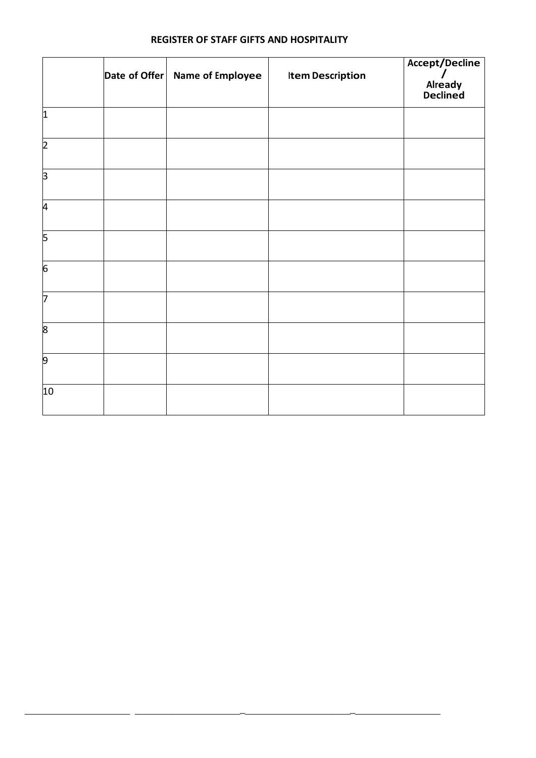**REGISTER OF STAFF GIFTS AND HOSPITALITY**

| | Date of Offer | Name of Employee | Item Description | Accept/Decline / Already Declined |
|---|---|---|---|---|
| 1 | | | | |
| 2 | | | | |
| 3 | | | | |
| 4 | | | | |
| 5 | | | | |
| 6 | | | | |
| 7 | | | | |
| 8 | | | | |
| 9 | | | | |
| 10 | | | | |